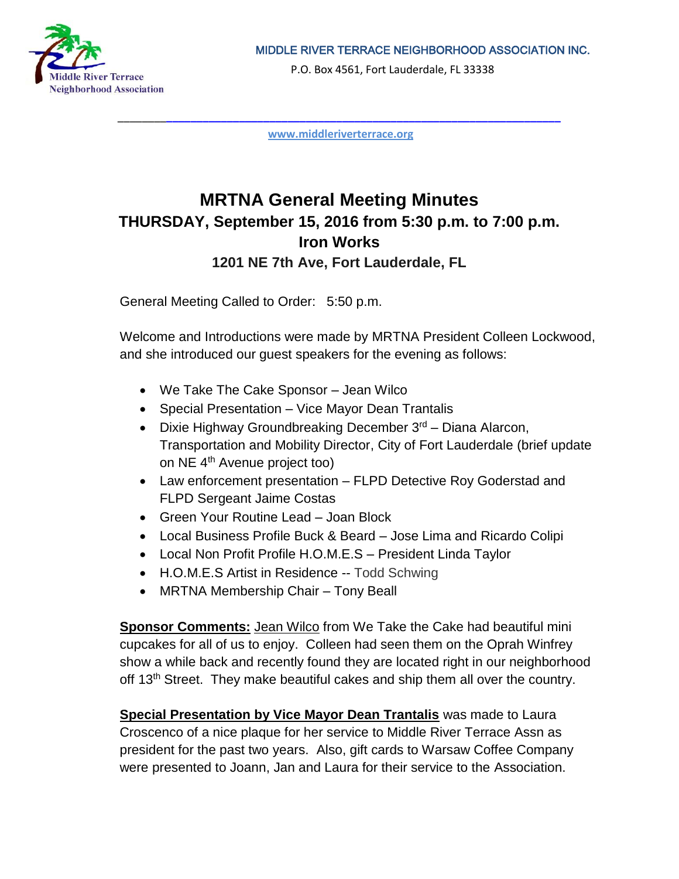MIDDLE RIVER TERRACE NEIGHBORHOOD ASSOCIATION INC.

P.O. Box 4561, Fort Lauderdale, FL 33338

www.middleriverterrace.org

# MRTNA General Meeting Minutes

## THURSDAY, September 15, 2016 from 5:30 p.m. to 7:00 p.m.

## Iron Works

### 1201 NE 7th Ave, Fort Lauderdale, FL

General Meeting Called to Order: 5:50 p.m.

Welcome and Introductions were made by MRTNA President Colleen Lockwood, and she introduced our guest speakers for the evening as follows:

- We Take The Cake Sponsor – Jean Wilco
- Special Presentation – Vice Mayor Dean Trantalis
- Dixie Highway Groundbreaking December 3rd – Diana Alarcon, Transportation and Mobility Director, City of Fort Lauderdale (brief update on NE 4th Avenue project too)
- Law enforcement presentation – FLPD Detective Roy Goderstad and FLPD Sergeant Jaime Costas
- Green Your Routine Lead – Joan Block
- Local Business Profile Buck & Beard – Jose Lima and Ricardo Colipi
- Local Non Profit Profile H.O.M.E.S – President Linda Taylor
- H.O.M.E.S Artist in Residence -- Todd Schwing
- MRTNA Membership Chair – Tony Beall

**Sponsor Comments:** Jean Wilco from We Take the Cake had beautiful mini cupcakes for all of us to enjoy. Colleen had seen them on the Oprah Winfrey show a while back and recently found they are located right in our neighborhood off 13th Street. They make beautiful cakes and ship them all over the country.

**Special Presentation by Vice Mayor Dean Trantalis** was made to Laura Croscenco of a nice plaque for her service to Middle River Terrace Assn as president for the past two years. Also, gift cards to Warsaw Coffee Company were presented to Joann, Jan and Laura for their service to the Association.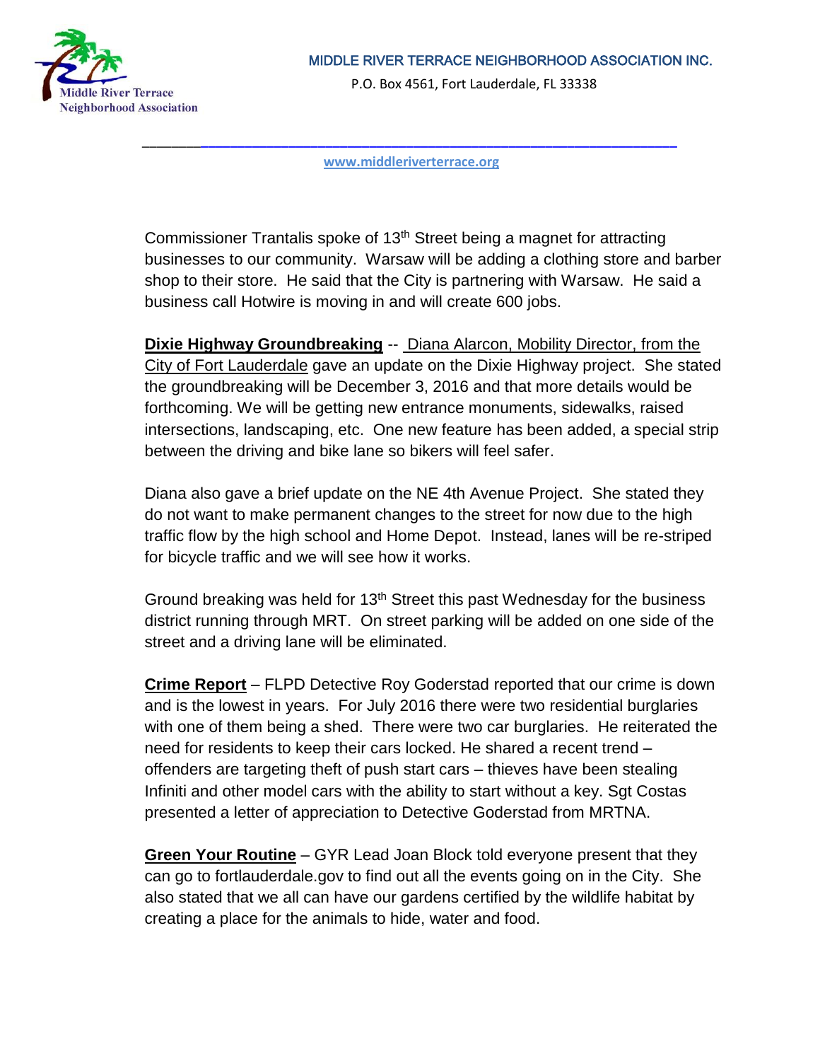MIDDLE RIVER TERRACE NEIGHBORHOOD ASSOCIATION INC.

P.O. Box 4561, Fort Lauderdale, FL 33338

www.middleriverterrace.org

Commissioner Trantalis spoke of 13th Street being a magnet for attracting businesses to our community. Warsaw will be adding a clothing store and barber shop to their store. He said that the City is partnering with Warsaw. He said a business call Hotwire is moving in and will create 600 jobs.

**Dixie Highway Groundbreaking** -- Diana Alarcon, Mobility Director, from the City of Fort Lauderdale gave an update on the Dixie Highway project. She stated the groundbreaking will be December 3, 2016 and that more details would be forthcoming. We will be getting new entrance monuments, sidewalks, raised intersections, landscaping, etc. One new feature has been added, a special strip between the driving and bike lane so bikers will feel safer.

Diana also gave a brief update on the NE 4th Avenue Project. She stated they do not want to make permanent changes to the street for now due to the high traffic flow by the high school and Home Depot. Instead, lanes will be re-striped for bicycle traffic and we will see how it works.

Ground breaking was held for 13th Street this past Wednesday for the business district running through MRT. On street parking will be added on one side of the street and a driving lane will be eliminated.

**Crime Report** – FLPD Detective Roy Goderstad reported that our crime is down and is the lowest in years. For July 2016 there were two residential burglaries with one of them being a shed. There were two car burglaries. He reiterated the need for residents to keep their cars locked. He shared a recent trend – offenders are targeting theft of push start cars – thieves have been stealing Infiniti and other model cars with the ability to start without a key. Sgt Costas presented a letter of appreciation to Detective Goderstad from MRTNA.

**Green Your Routine** – GYR Lead Joan Block told everyone present that they can go to fortlauderdale.gov to find out all the events going on in the City. She also stated that we all can have our gardens certified by the wildlife habitat by creating a place for the animals to hide, water and food.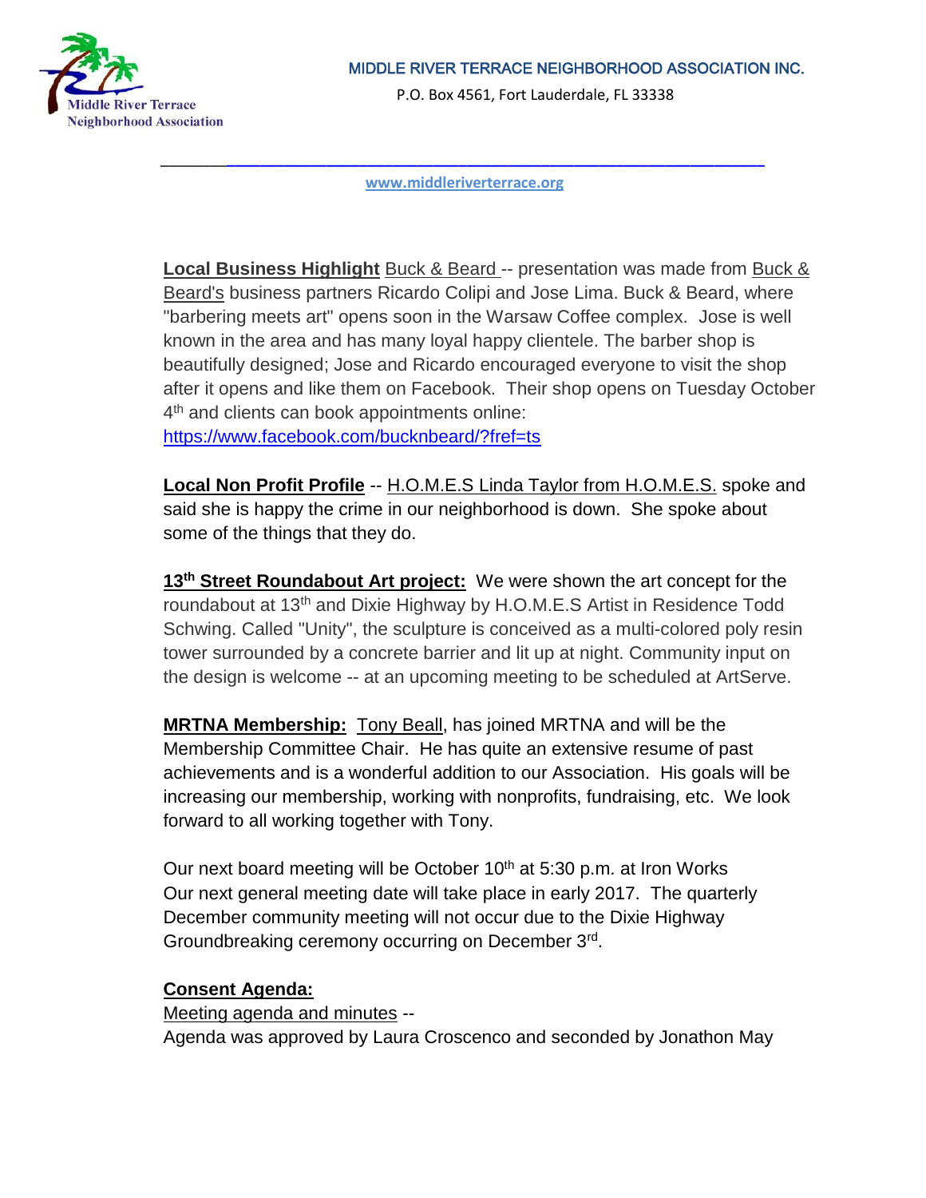MIDDLE RIVER TERRACE NEIGHBORHOOD ASSOCIATION INC.

P.O. Box 4561, Fort Lauderdale, FL 33338

www.middleriverterrace.org

**Local Business Highlight** Buck & Beard -- presentation was made from Buck & Beard's business partners Ricardo Colipi and Jose Lima. Buck & Beard, where "barbering meets art" opens soon in the Warsaw Coffee complex. Jose is well known in the area and has many loyal happy clientele. The barber shop is beautifully designed; Jose and Ricardo encouraged everyone to visit the shop after it opens and like them on Facebook. Their shop opens on Tuesday October 4th and clients can book appointments online: https://www.facebook.com/bucknbeard/?fref=ts

**Local Non Profit Profile** -- H.O.M.E.S Linda Taylor from H.O.M.E.S. spoke and said she is happy the crime in our neighborhood is down. She spoke about some of the things that they do.

**13th Street Roundabout Art project:** We were shown the art concept for the roundabout at 13th and Dixie Highway by H.O.M.E.S Artist in Residence Todd Schwing. Called "Unity", the sculpture is conceived as a multi-colored poly resin tower surrounded by a concrete barrier and lit up at night. Community input on the design is welcome -- at an upcoming meeting to be scheduled at ArtServe.

**MRTNA Membership:** Tony Beall, has joined MRTNA and will be the Membership Committee Chair. He has quite an extensive resume of past achievements and is a wonderful addition to our Association. His goals will be increasing our membership, working with nonprofits, fundraising, etc. We look forward to all working together with Tony.

Our next board meeting will be October 10th at 5:30 p.m. at Iron Works
Our next general meeting date will take place in early 2017. The quarterly December community meeting will not occur due to the Dixie Highway Groundbreaking ceremony occurring on December 3rd.

**Consent Agenda:**

Meeting agenda and minutes --
Agenda was approved by Laura Croscenco and seconded by Jonathon May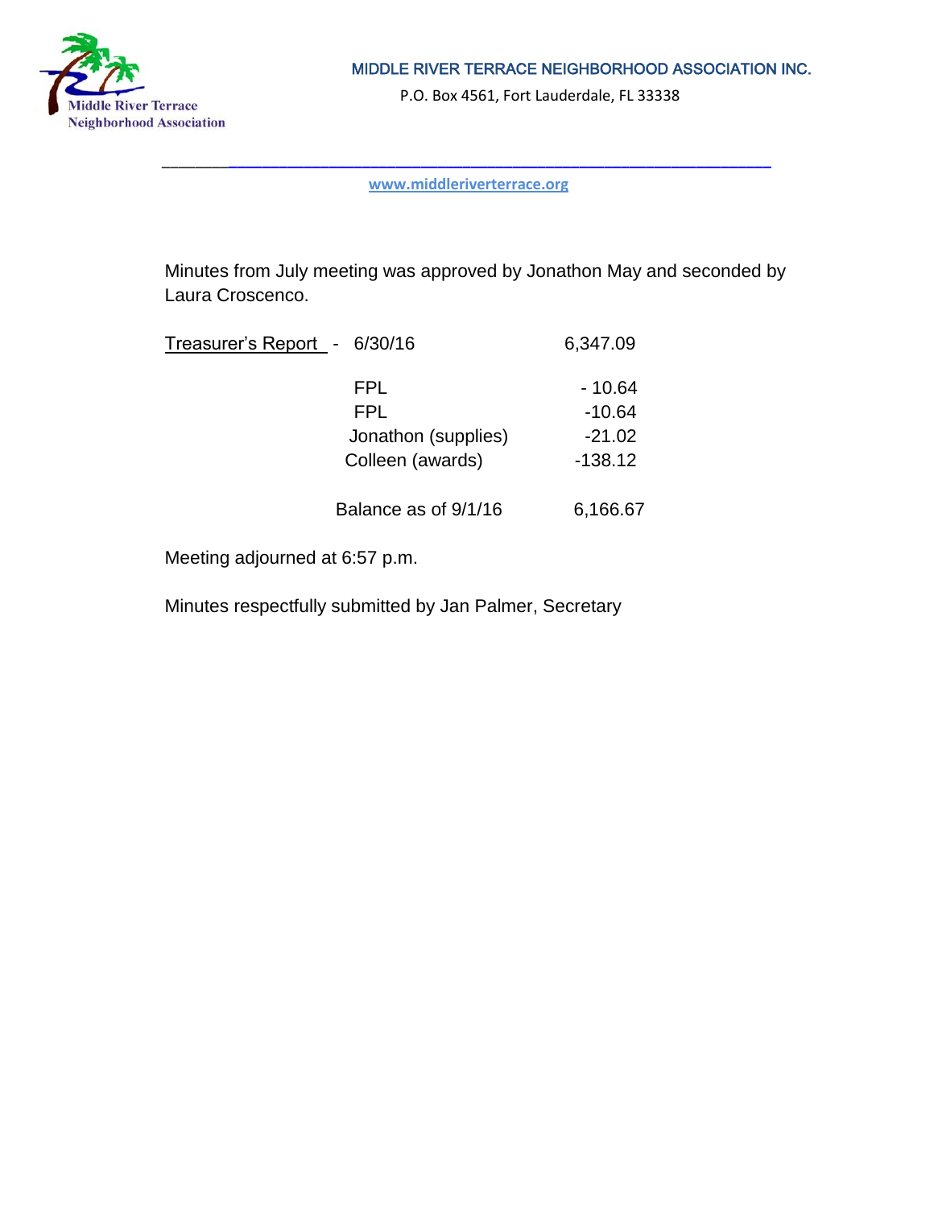MIDDLE RIVER TERRACE NEIGHBORHOOD ASSOCIATION INC.

P.O. Box 4561, Fort Lauderdale, FL 33338

www.middleriverterrace.org

Minutes from July meeting was approved by Jonathon May and seconded by Laura Croscenco.

| Treasurer's Report - 6/30/16 | 6,347.09 |
|---|---|
| FPL | - 10.64 |
| FPL | -10.64 |
| Jonathon (supplies) | -21.02 |
| Colleen (awards) | -138.12 |
| Balance as of 9/1/16 | 6,166.67 |

Meeting adjourned at 6:57 p.m.

Minutes respectfully submitted by Jan Palmer, Secretary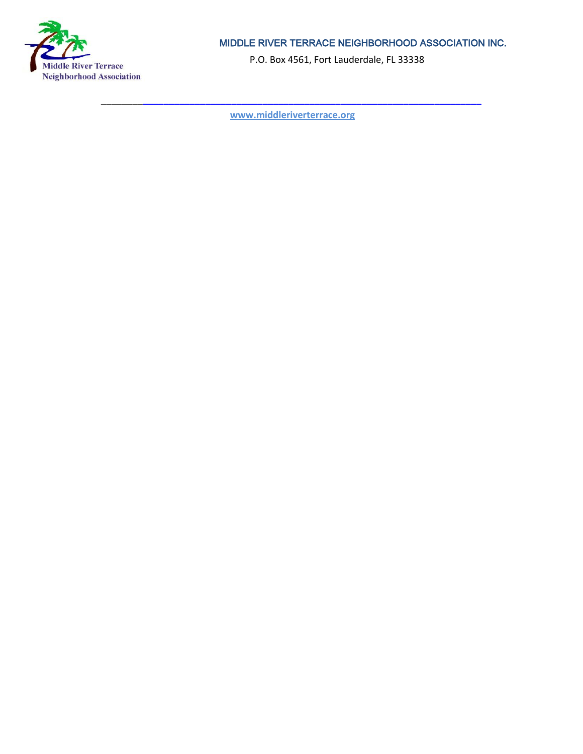MIDDLE RIVER TERRACE NEIGHBORHOOD ASSOCIATION INC.

P.O. Box 4561, Fort Lauderdale, FL 33338

www.middleriverterrace.org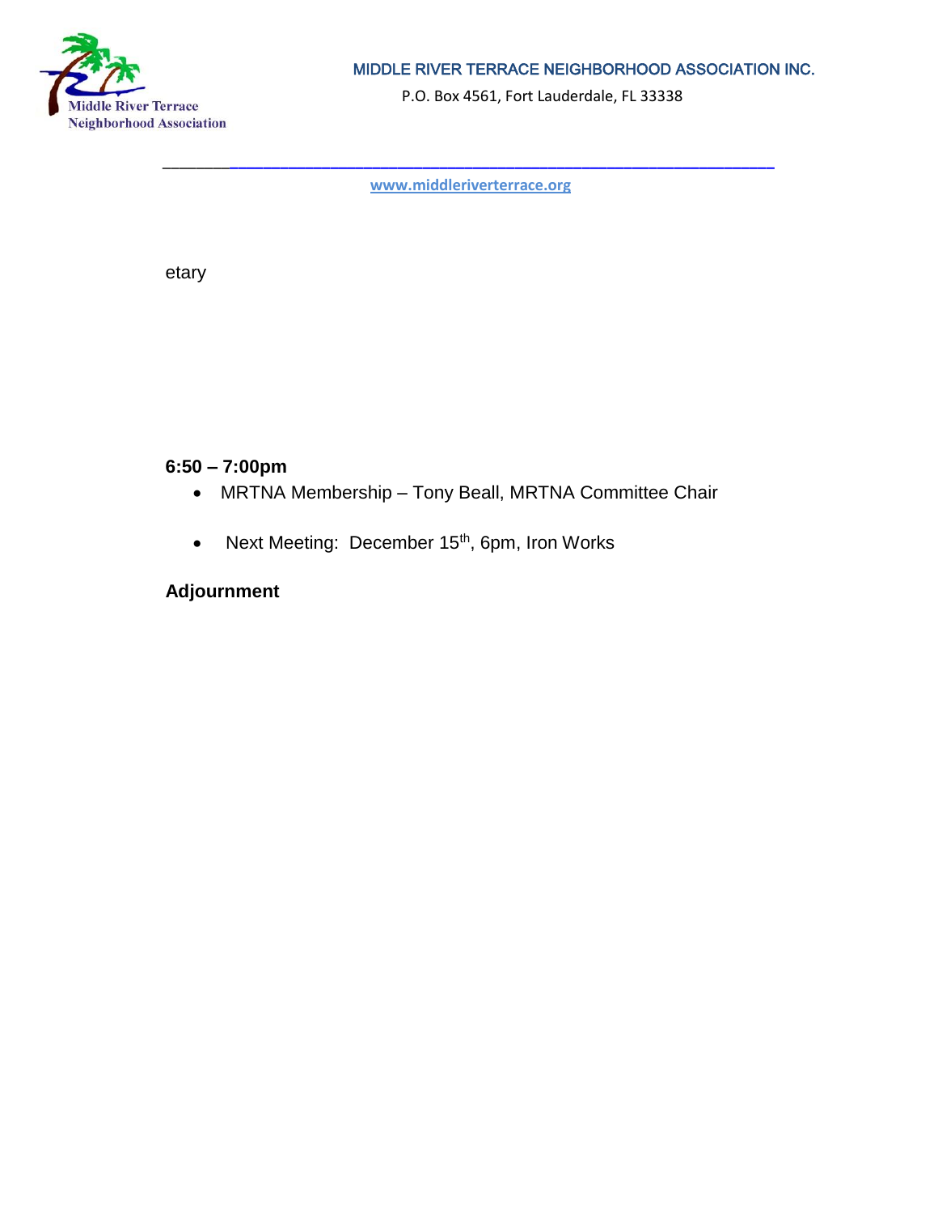MIDDLE RIVER TERRACE NEIGHBORHOOD ASSOCIATION INC.

P.O. Box 4561, Fort Lauderdale, FL 33338

www.middleriverterrace.org

etary

**6:50 – 7:00pm**

- MRTNA Membership – Tony Beall, MRTNA Committee Chair
- Next Meeting: December 15th, 6pm, Iron Works

**Adjournment**